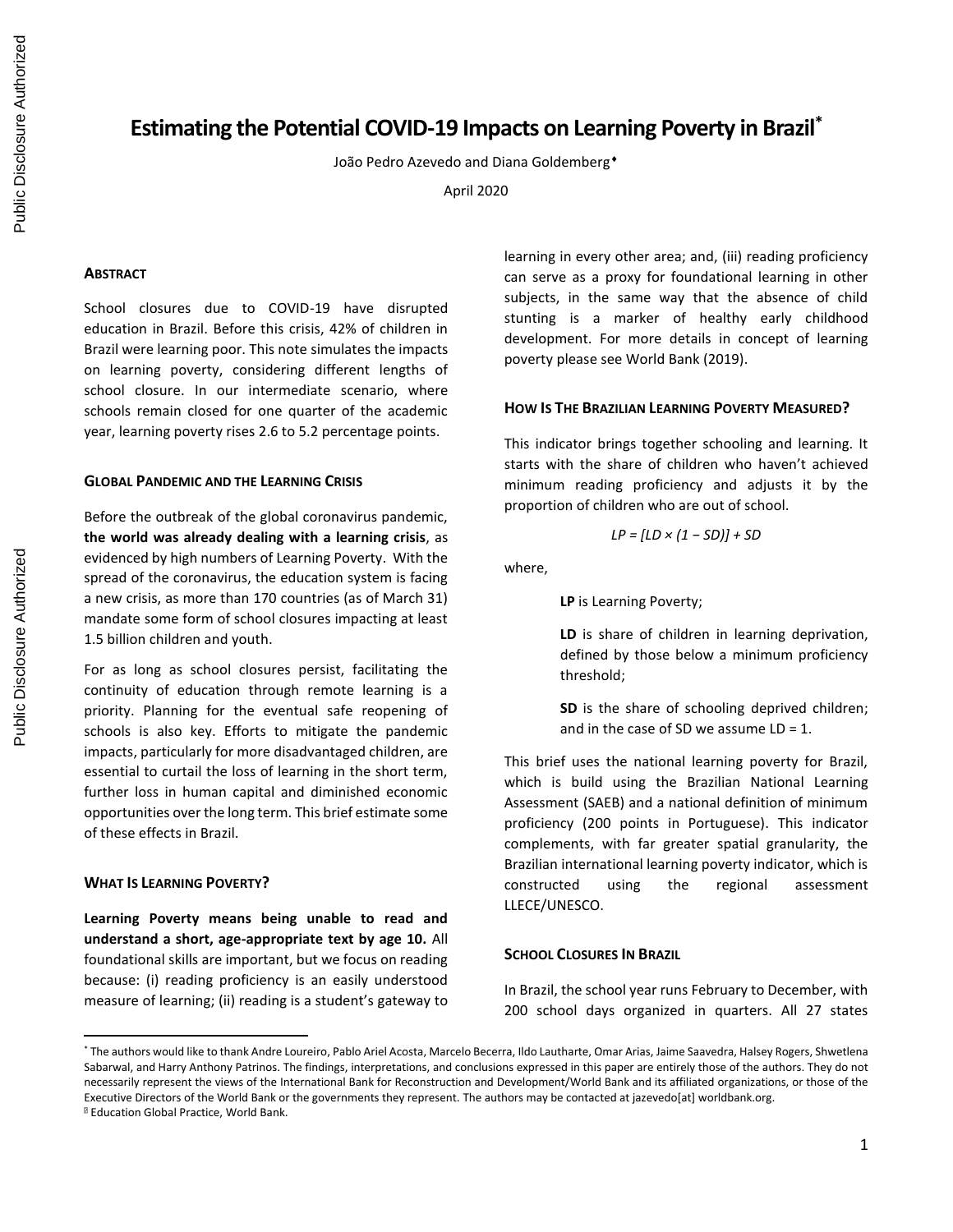# Estimating the Potential COVID-19 Impacts on Learning Poverty in Brazil[*]

João Pedro Azevedo and Diana Goldemberg[♦]

April 2020

## Abstract

School closures due to COVID-19 have disrupted education in Brazil. Before this crisis, 42% of children in Brazil were learning poor. This note simulates the impacts on learning poverty, considering different lengths of school closure. In our intermediate scenario, where schools remain closed for one quarter of the academic year, learning poverty rises 2.6 to 5.2 percentage points.

## Global Pandemic and the Learning Crisis

Before the outbreak of the global coronavirus pandemic, **the world was already dealing with a learning crisis**, as evidenced by high numbers of Learning Poverty. With the spread of the coronavirus, the education system is facing a new crisis, as more than 170 countries (as of March 31) mandate some form of school closures impacting at least 1.5 billion children and youth.

For as long as school closures persist, facilitating the continuity of education through remote learning is a priority. Planning for the eventual safe reopening of schools is also key. Efforts to mitigate the pandemic impacts, particularly for more disadvantaged children, are essential to curtail the loss of learning in the short term, further loss in human capital and diminished economic opportunities over the long term. This brief estimate some of these effects in Brazil.

## What Is Learning Poverty?

**Learning Poverty means being unable to read and understand a short, age-appropriate text by age 10.** All foundational skills are important, but we focus on reading because: (i) reading proficiency is an easily understood measure of learning; (ii) reading is a student's gateway to learning in every other area; and, (iii) reading proficiency can serve as a proxy for foundational learning in other subjects, in the same way that the absence of child stunting is a marker of healthy early childhood development. For more details in concept of learning poverty please see World Bank (2019).

## How Is The Brazilian Learning Poverty Measured?

This indicator brings together schooling and learning. It starts with the share of children who haven't achieved minimum reading proficiency and adjusts it by the proportion of children who are out of school.

$$LP = [LD \times (1 - SD)] + SD$$

where,

> **LP** is Learning Poverty;
>
> **LD** is share of children in learning deprivation, defined by those below a minimum proficiency threshold;
>
> **SD** is the share of schooling deprived children; and in the case of SD we assume LD = 1.

This brief uses the national learning poverty for Brazil, which is build using the Brazilian National Learning Assessment (SAEB) and a national definition of minimum proficiency (200 points in Portuguese). This indicator complements, with far greater spatial granularity, the Brazilian international learning poverty indicator, which is constructed using the regional assessment LLECE/UNESCO.

## School Closures In Brazil

In Brazil, the school year runs February to December, with 200 school days organized in quarters. All 27 states

---

[*] The authors would like to thank Andre Loureiro, Pablo Ariel Acosta, Marcelo Becerra, Ildo Lautharte, Omar Arias, Jaime Saavedra, Halsey Rogers, Shwetlena Sabarwal, and Harry Anthony Patrinos. The findings, interpretations, and conclusions expressed in this paper are entirely those of the authors. They do not necessarily represent the views of the International Bank for Reconstruction and Development/World Bank and its affiliated organizations, or those of the Executive Directors of the World Bank or the governments they represent. The authors may be contacted at jazevedo[at] worldbank.org.

[♦] Education Global Practice, World Bank.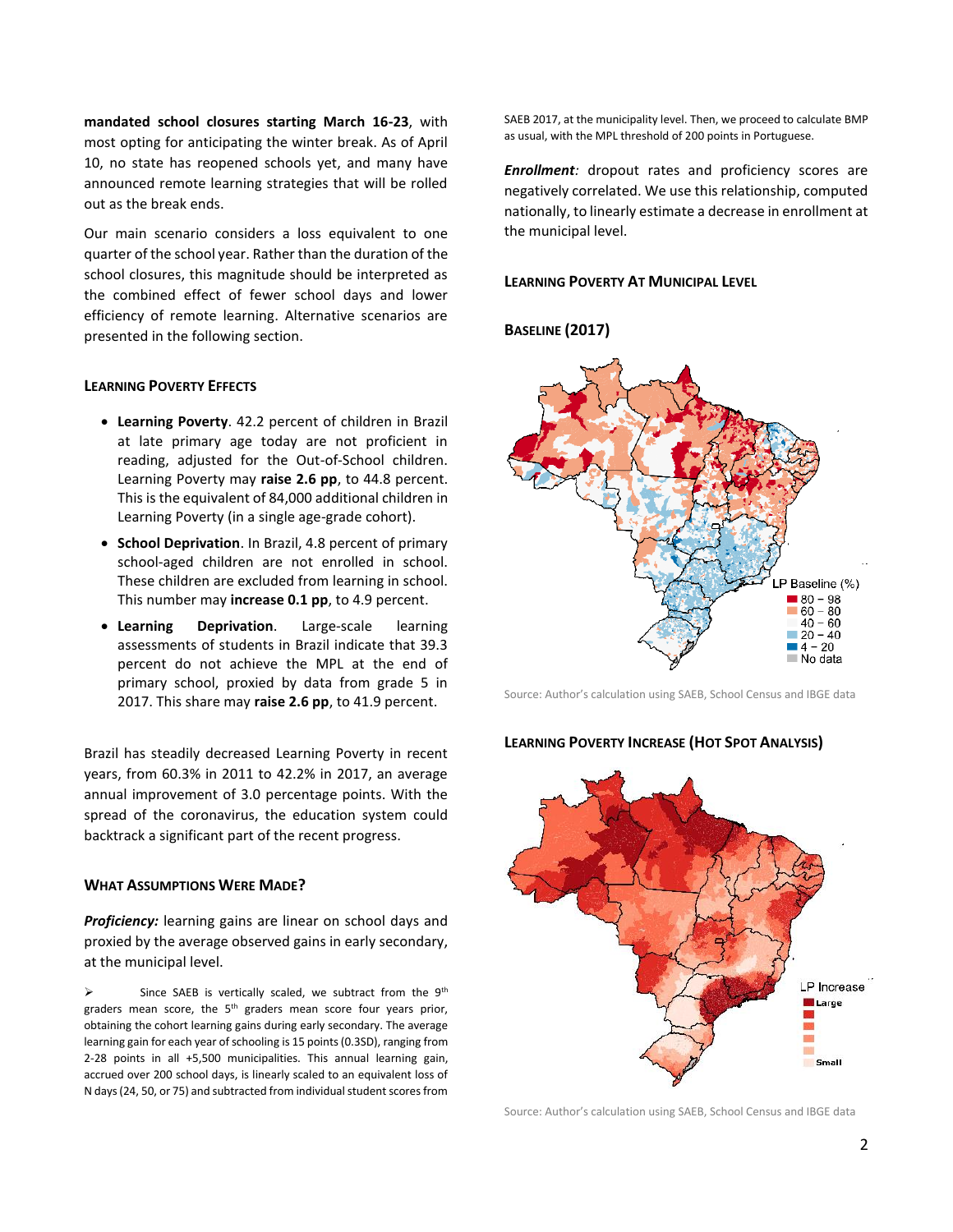**mandated school closures starting March 16-23**, with most opting for anticipating the winter break. As of April 10, no state has reopened schools yet, and many have announced remote learning strategies that will be rolled out as the break ends.

Our main scenario considers a loss equivalent to one quarter of the school year. Rather than the duration of the school closures, this magnitude should be interpreted as the combined effect of fewer school days and lower efficiency of remote learning. Alternative scenarios are presented in the following section.

### Learning Poverty Effects

- **Learning Poverty**. 42.2 percent of children in Brazil at late primary age today are not proficient in reading, adjusted for the Out-of-School children. Learning Poverty may **raise 2.6 pp**, to 44.8 percent. This is the equivalent of 84,000 additional children in Learning Poverty (in a single age-grade cohort).
- **School Deprivation**. In Brazil, 4.8 percent of primary school-aged children are not enrolled in school. These children are excluded from learning in school. This number may **increase 0.1 pp**, to 4.9 percent.
- **Learning Deprivation**. Large-scale learning assessments of students in Brazil indicate that 39.3 percent do not achieve the MPL at the end of primary school, proxied by data from grade 5 in 2017. This share may **raise 2.6 pp**, to 41.9 percent.

Brazil has steadily decreased Learning Poverty in recent years, from 60.3% in 2011 to 42.2% in 2017, an average annual improvement of 3.0 percentage points. With the spread of the coronavirus, the education system could backtrack a significant part of the recent progress.

### What Assumptions Were Made?

***Proficiency:*** learning gains are linear on school days and proxied by the average observed gains in early secondary, at the municipal level.

➢ Since SAEB is vertically scaled, we subtract from the 9th graders mean score, the 5th graders mean score four years prior, obtaining the cohort learning gains during early secondary. The average learning gain for each year of schooling is 15 points (0.3SD), ranging from 2-28 points in all +5,500 municipalities. This annual learning gain, accrued over 200 school days, is linearly scaled to an equivalent loss of N days (24, 50, or 75) and subtracted from individual student scores from SAEB 2017, at the municipality level. Then, we proceed to calculate BMP as usual, with the MPL threshold of 200 points in Portuguese.

***Enrollment:*** dropout rates and proficiency scores are negatively correlated. We use this relationship, computed nationally, to linearly estimate a decrease in enrollment at the municipal level.

### Learning Poverty At Municipal Level

### Baseline (2017)

LP Baseline (%): 80 – 98; 60 – 80; 40 – 60; 20 – 40; 4 – 20; No data

Source: Author's calculation using SAEB, School Census and IBGE data

### Learning Poverty Increase (Hot Spot Analysis)

LP Increase: Large … Small

Source: Author's calculation using SAEB, School Census and IBGE data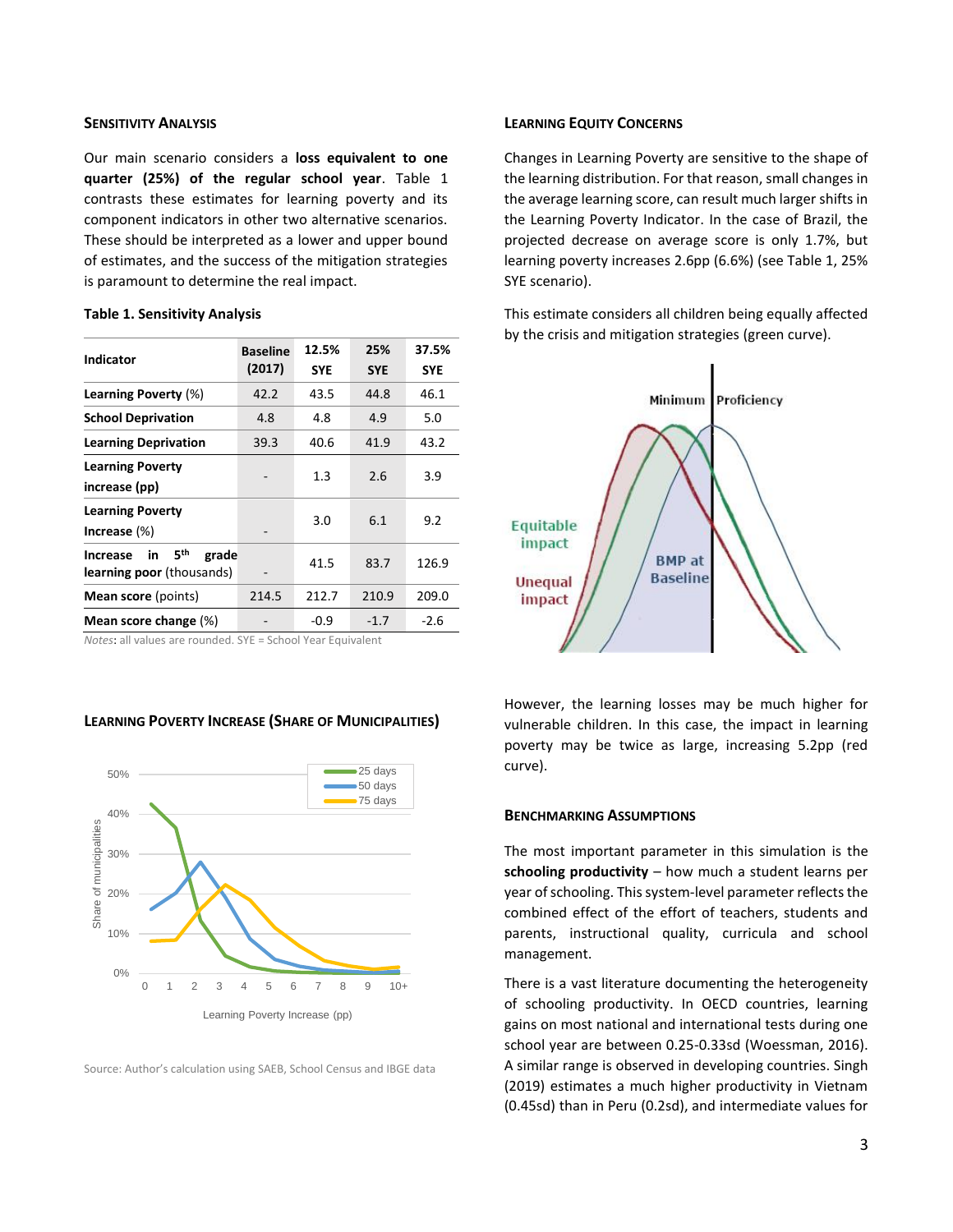### Sensitivity Analysis

Our main scenario considers a **loss equivalent to one quarter (25%) of the regular school year**. Table 1 contrasts these estimates for learning poverty and its component indicators in other two alternative scenarios. These should be interpreted as a lower and upper bound of estimates, and the success of the mitigation strategies is paramount to determine the real impact.

**Table 1. Sensitivity Analysis**

| Indicator | Baseline (2017) | 12.5% SYE | 25% SYE | 37.5% SYE |
|---|---|---|---|---|
| **Learning Poverty** (%) | 42.2 | 43.5 | 44.8 | 46.1 |
| **School Deprivation** | 4.8 | 4.8 | 4.9 | 5.0 |
| **Learning Deprivation** | 39.3 | 40.6 | 41.9 | 43.2 |
| **Learning Poverty increase (pp)** | - | 1.3 | 2.6 | 3.9 |
| **Learning Poverty Increase** (%) | - | 3.0 | 6.1 | 9.2 |
| **Increase in 5th grade learning poor** (thousands) | - | 41.5 | 83.7 | 126.9 |
| **Mean score** (points) | 214.5 | 212.7 | 210.9 | 209.0 |
| **Mean score change** (%) | - | -0.9 | -1.7 | -2.6 |

*Notes*: all values are rounded. SYE = School Year Equivalent

### Learning Poverty Increase (Share of Municipalities)

Source: Author's calculation using SAEB, School Census and IBGE data

### Learning Equity Concerns

Changes in Learning Poverty are sensitive to the shape of the learning distribution. For that reason, small changes in the average learning score, can result much larger shifts in the Learning Poverty Indicator. In the case of Brazil, the projected decrease on average score is only 1.7%, but learning poverty increases 2.6pp (6.6%) (see Table 1, 25% SYE scenario).

This estimate considers all children being equally affected by the crisis and mitigation strategies (green curve).

However, the learning losses may be much higher for vulnerable children. In this case, the impact in learning poverty may be twice as large, increasing 5.2pp (red curve).

### Benchmarking Assumptions

The most important parameter in this simulation is the **schooling productivity** – how much a student learns per year of schooling. This system-level parameter reflects the combined effect of the effort of teachers, students and parents, instructional quality, curricula and school management.

There is a vast literature documenting the heterogeneity of schooling productivity. In OECD countries, learning gains on most national and international tests during one school year are between 0.25-0.33sd (Woessman, 2016). A similar range is observed in developing countries. Singh (2019) estimates a much higher productivity in Vietnam (0.45sd) than in Peru (0.2sd), and intermediate values for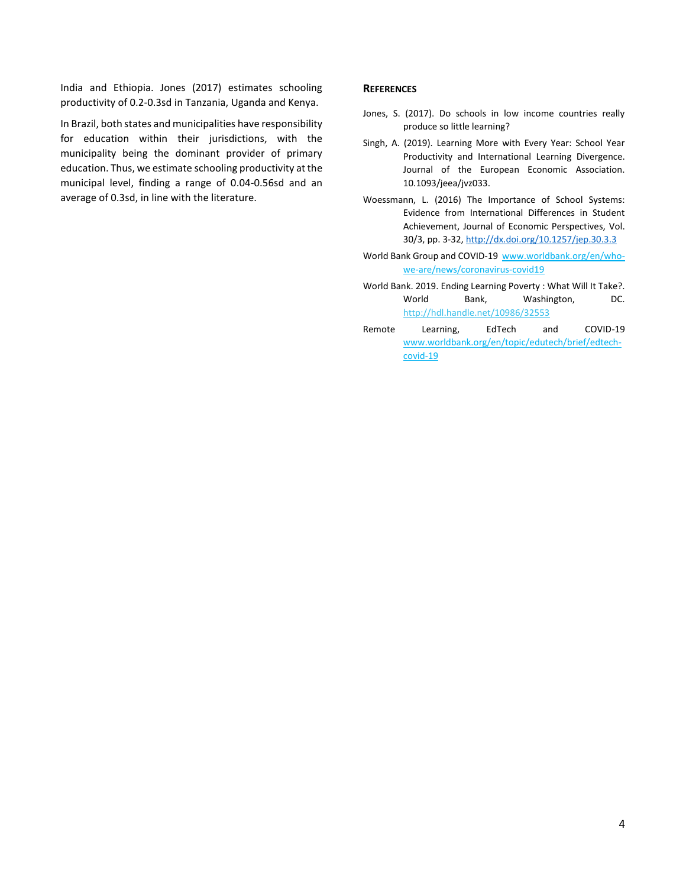India and Ethiopia. Jones (2017) estimates schooling productivity of 0.2-0.3sd in Tanzania, Uganda and Kenya.

In Brazil, both states and municipalities have responsibility for education within their jurisdictions, with the municipality being the dominant provider of primary education. Thus, we estimate schooling productivity at the municipal level, finding a range of 0.04-0.56sd and an average of 0.3sd, in line with the literature.

## References

Jones, S. (2017). Do schools in low income countries really produce so little learning?

Singh, A. (2019). Learning More with Every Year: School Year Productivity and International Learning Divergence. Journal of the European Economic Association. 10.1093/jeea/jvz033.

Woessmann, L. (2016) The Importance of School Systems: Evidence from International Differences in Student Achievement, Journal of Economic Perspectives, Vol. 30/3, pp. 3-32, http://dx.doi.org/10.1257/jep.30.3.3

World Bank Group and COVID-19 www.worldbank.org/en/who-we-are/news/coronavirus-covid19

World Bank. 2019. Ending Learning Poverty : What Will It Take?. World Bank, Washington, DC. http://hdl.handle.net/10986/32553

Remote Learning, EdTech and COVID-19 www.worldbank.org/en/topic/edutech/brief/edtech-covid-19